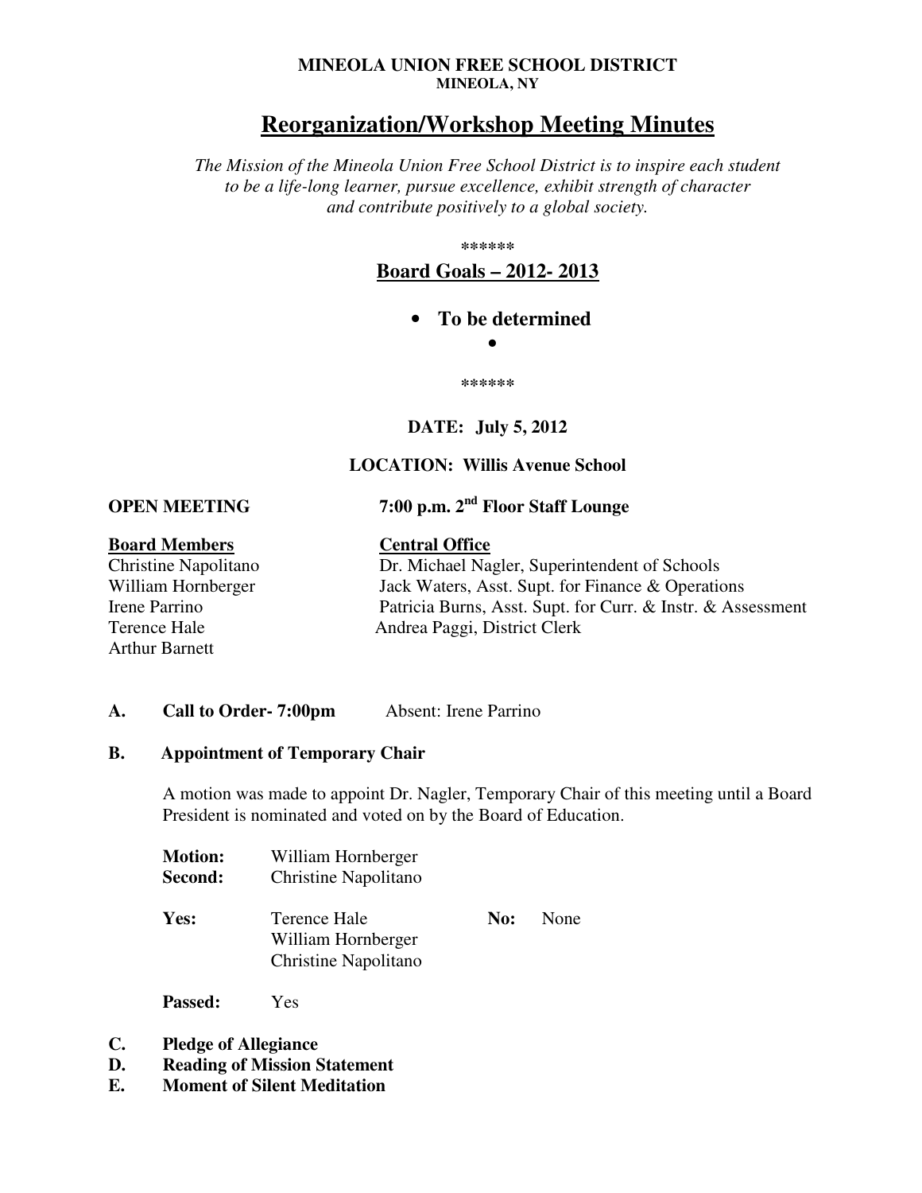**MINEOLA UNION FREE SCHOOL DISTRICT**
**MINEOLA, NY**

# Reorganization/Workshop Meeting Minutes

*The Mission of the Mineola Union Free School District is to inspire each student to be a life-long learner, pursue excellence, exhibit strength of character and contribute positively to a global society.*

******

## Board Goals – 2012- 2013

- **To be determined**
-

******

**DATE: July 5, 2012**

**LOCATION: Willis Avenue School**

**OPEN MEETING** **7:00 p.m. 2nd Floor Staff Lounge**

| Board Members | Central Office |
|---|---|
| Christine Napolitano | Dr. Michael Nagler, Superintendent of Schools |
| William Hornberger | Jack Waters, Asst. Supt. for Finance & Operations |
| Irene Parrino | Patricia Burns, Asst. Supt. for Curr. & Instr. & Assessment |
| Terence Hale | Andrea Paggi, District Clerk |
| Arthur Barnett | |

**A. Call to Order- 7:00pm** Absent: Irene Parrino

**B. Appointment of Temporary Chair**

A motion was made to appoint Dr. Nagler, Temporary Chair of this meeting until a Board President is nominated and voted on by the Board of Education.

**Motion:** William Hornberger
**Second:** Christine Napolitano

**Yes:** Terence Hale, William Hornberger, Christine Napolitano
**No:** None

**Passed:** Yes

**C. Pledge of Allegiance**
**D. Reading of Mission Statement**
**E. Moment of Silent Meditation**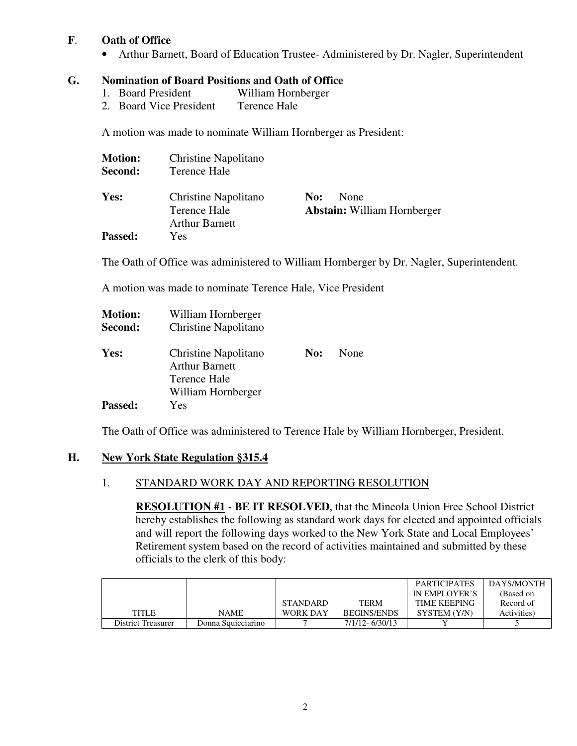**F**. **Oath of Office**

- Arthur Barnett, Board of Education Trustee- Administered by Dr. Nagler, Superintendent

**G. Nomination of Board Positions and Oath of Office**

1. Board President William Hornberger
2. Board Vice President Terence Hale

A motion was made to nominate William Hornberger as President:

**Motion:** Christine Napolitano
**Second:** Terence Hale

**Yes:** Christine Napolitano, Terence Hale, Arthur Barnett
**No:** None
**Abstain:** William Hornberger
**Passed:** Yes

The Oath of Office was administered to William Hornberger by Dr. Nagler, Superintendent.

A motion was made to nominate Terence Hale, Vice President

**Motion:** William Hornberger
**Second:** Christine Napolitano

**Yes:** Christine Napolitano, Arthur Barnett, Terence Hale, William Hornberger
**No:** None
**Passed:** Yes

The Oath of Office was administered to Terence Hale by William Hornberger, President.

**H. New York State Regulation §315.4**

1. STANDARD WORK DAY AND REPORTING RESOLUTION

**RESOLUTION #1 - BE IT RESOLVED**, that the Mineola Union Free School District hereby establishes the following as standard work days for elected and appointed officials and will report the following days worked to the New York State and Local Employees' Retirement system based on the record of activities maintained and submitted by these officials to the clerk of this body:

| TITLE | NAME | STANDARD WORK DAY | TERM BEGINS/ENDS | PARTICIPATES IN EMPLOYER'S TIME KEEPING SYSTEM (Y/N) | DAYS/MONTH (Based on Record of Activities) |
|---|---|---|---|---|---|
| District Treasurer | Donna Squicciarino | 7 | 7/1/12- 6/30/13 | Y | 5 |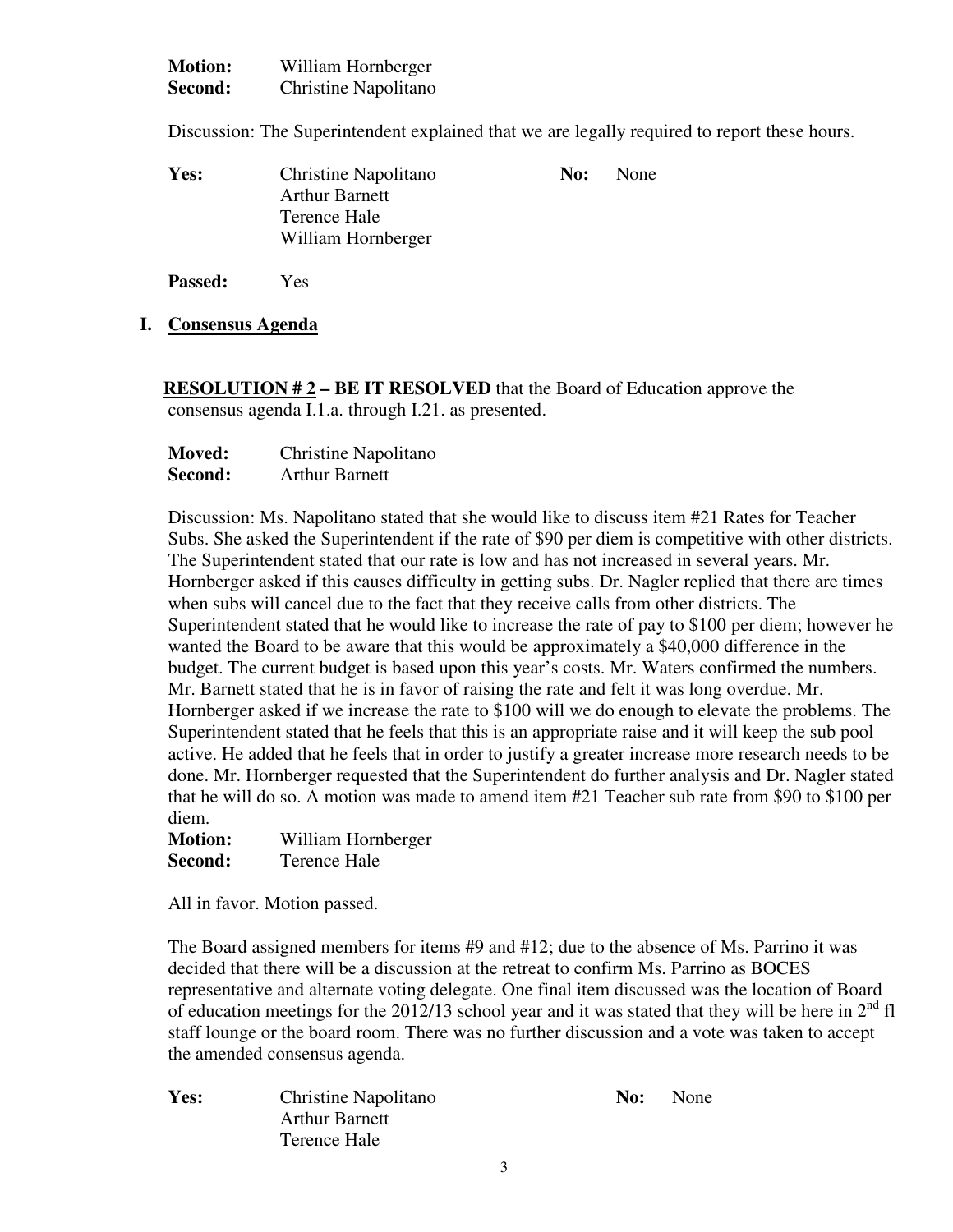**Motion:** William Hornberger
**Second:** Christine Napolitano

Discussion: The Superintendent explained that we are legally required to report these hours.

| | | | |
|---|---|---|---|
| **Yes:** | Christine Napolitano<br>Arthur Barnett<br>Terence Hale<br>William Hornberger | **No:** | None |

**Passed:** Yes

## I. Consensus Agenda

**RESOLUTION # 2 – BE IT RESOLVED** that the Board of Education approve the consensus agenda I.1.a. through I.21. as presented.

**Moved:** Christine Napolitano
**Second:** Arthur Barnett

Discussion: Ms. Napolitano stated that she would like to discuss item #21 Rates for Teacher Subs. She asked the Superintendent if the rate of $90 per diem is competitive with other districts. The Superintendent stated that our rate is low and has not increased in several years. Mr. Hornberger asked if this causes difficulty in getting subs. Dr. Nagler replied that there are times when subs will cancel due to the fact that they receive calls from other districts. The Superintendent stated that he would like to increase the rate of pay to $100 per diem; however he wanted the Board to be aware that this would be approximately a $40,000 difference in the budget. The current budget is based upon this year's costs. Mr. Waters confirmed the numbers. Mr. Barnett stated that he is in favor of raising the rate and felt it was long overdue. Mr. Hornberger asked if we increase the rate to $100 will we do enough to elevate the problems. The Superintendent stated that he feels that this is an appropriate raise and it will keep the sub pool active. He added that he feels that in order to justify a greater increase more research needs to be done. Mr. Hornberger requested that the Superintendent do further analysis and Dr. Nagler stated that he will do so. A motion was made to amend item #21 Teacher sub rate from $90 to $100 per diem.
**Motion:** William Hornberger
**Second:** Terence Hale

All in favor. Motion passed.

The Board assigned members for items #9 and #12; due to the absence of Ms. Parrino it was decided that there will be a discussion at the retreat to confirm Ms. Parrino as BOCES representative and alternate voting delegate. One final item discussed was the location of Board of education meetings for the 2012/13 school year and it was stated that they will be here in 2nd fl staff lounge or the board room. There was no further discussion and a vote was taken to accept the amended consensus agenda.

| | | | |
|---|---|---|---|
| **Yes:** | Christine Napolitano<br>Arthur Barnett<br>Terence Hale | **No:** | None |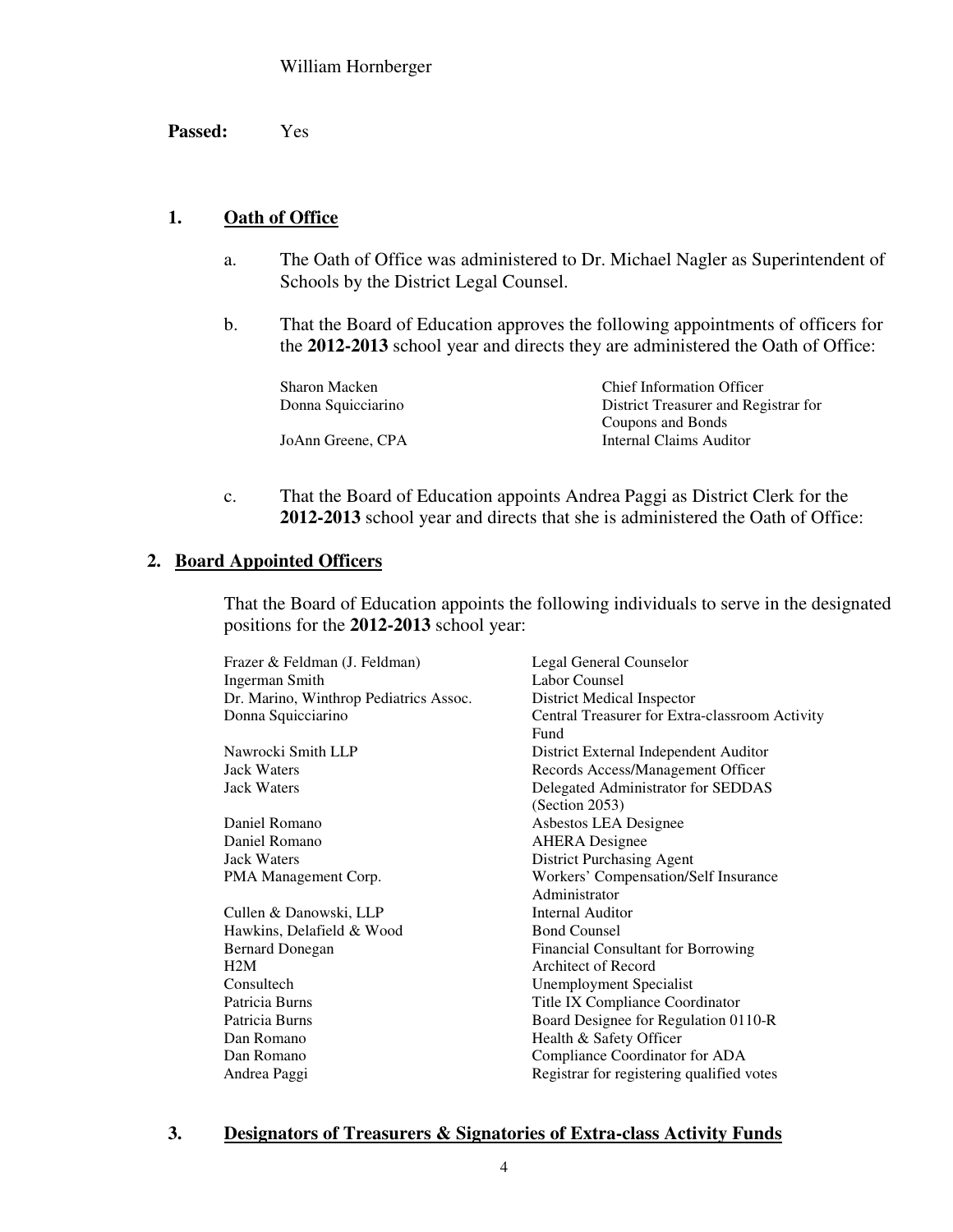William Hornberger

**Passed:** Yes

## 1. Oath of Office

a. The Oath of Office was administered to Dr. Michael Nagler as Superintendent of Schools by the District Legal Counsel.

b. That the Board of Education approves the following appointments of officers for the **2012-2013** school year and directs they are administered the Oath of Office:

| | |
|---|---|
| Sharon Macken | Chief Information Officer |
| Donna Squicciarino | District Treasurer and Registrar for Coupons and Bonds |
| JoAnn Greene, CPA | Internal Claims Auditor |

c. That the Board of Education appoints Andrea Paggi as District Clerk for the **2012-2013** school year and directs that she is administered the Oath of Office:

## 2. Board Appointed Officers

That the Board of Education appoints the following individuals to serve in the designated positions for the **2012-2013** school year:

| | |
|---|---|
| Frazer & Feldman (J. Feldman) | Legal General Counselor |
| Ingerman Smith | Labor Counsel |
| Dr. Marino, Winthrop Pediatrics Assoc. | District Medical Inspector |
| Donna Squicciarino | Central Treasurer for Extra-classroom Activity Fund |
| Nawrocki Smith LLP | District External Independent Auditor |
| Jack Waters | Records Access/Management Officer |
| Jack Waters | Delegated Administrator for SEDDAS (Section 2053) |
| Daniel Romano | Asbestos LEA Designee |
| Daniel Romano | AHERA Designee |
| Jack Waters | District Purchasing Agent |
| PMA Management Corp. | Workers' Compensation/Self Insurance Administrator |
| Cullen & Danowski, LLP | Internal Auditor |
| Hawkins, Delafield & Wood | Bond Counsel |
| Bernard Donegan | Financial Consultant for Borrowing |
| H2M | Architect of Record |
| Consultech | Unemployment Specialist |
| Patricia Burns | Title IX Compliance Coordinator |
| Patricia Burns | Board Designee for Regulation 0110-R |
| Dan Romano | Health & Safety Officer |
| Dan Romano | Compliance Coordinator for ADA |
| Andrea Paggi | Registrar for registering qualified votes |

## 3. Designators of Treasurers & Signatories of Extra-class Activity Funds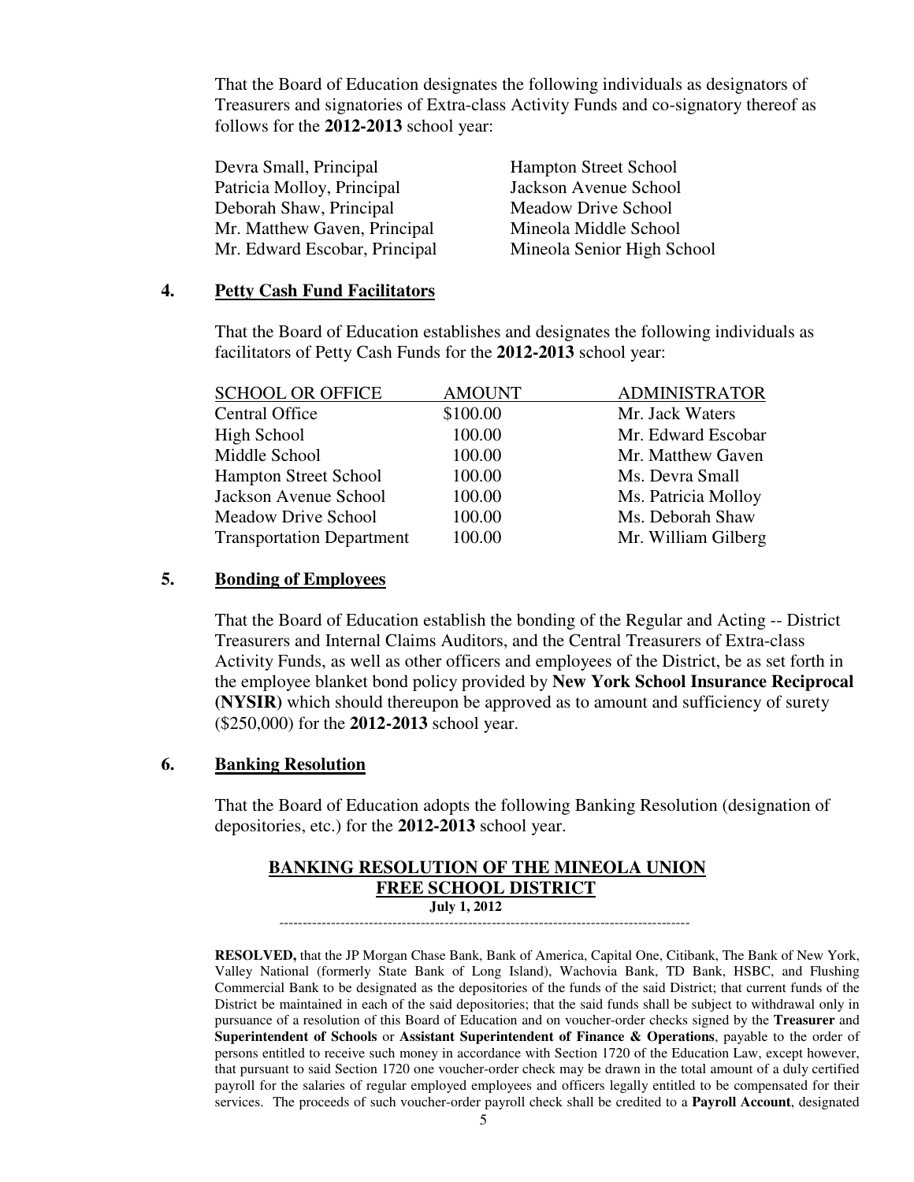That the Board of Education designates the following individuals as designators of Treasurers and signatories of Extra-class Activity Funds and co-signatory thereof as follows for the **2012-2013** school year:

| | |
|---|---|
| Devra Small, Principal | Hampton Street School |
| Patricia Molloy, Principal | Jackson Avenue School |
| Deborah Shaw, Principal | Meadow Drive School |
| Mr. Matthew Gaven, Principal | Mineola Middle School |
| Mr. Edward Escobar, Principal | Mineola Senior High School |

## 4. Petty Cash Fund Facilitators

That the Board of Education establishes and designates the following individuals as facilitators of Petty Cash Funds for the **2012-2013** school year:

| SCHOOL OR OFFICE | AMOUNT | ADMINISTRATOR |
|---|---|---|
| Central Office | $100.00 | Mr. Jack Waters |
| High School | 100.00 | Mr. Edward Escobar |
| Middle School | 100.00 | Mr. Matthew Gaven |
| Hampton Street School | 100.00 | Ms. Devra Small |
| Jackson Avenue School | 100.00 | Ms. Patricia Molloy |
| Meadow Drive School | 100.00 | Ms. Deborah Shaw |
| Transportation Department | 100.00 | Mr. William Gilberg |

## 5. Bonding of Employees

That the Board of Education establish the bonding of the Regular and Acting -- District Treasurers and Internal Claims Auditors, and the Central Treasurers of Extra-class Activity Funds, as well as other officers and employees of the District, be as set forth in the employee blanket bond policy provided by **New York School Insurance Reciprocal (NYSIR)** which should thereupon be approved as to amount and sufficiency of surety ($250,000) for the **2012-2013** school year.

## 6. Banking Resolution

That the Board of Education adopts the following Banking Resolution (designation of depositories, etc.) for the **2012-2013** school year.

### BANKING RESOLUTION OF THE MINEOLA UNION FREE SCHOOL DISTRICT

**July 1, 2012**

---

**RESOLVED,** that the JP Morgan Chase Bank, Bank of America, Capital One, Citibank, The Bank of New York, Valley National (formerly State Bank of Long Island), Wachovia Bank, TD Bank, HSBC, and Flushing Commercial Bank to be designated as the depositories of the funds of the said District; that current funds of the District be maintained in each of the said depositories; that the said funds shall be subject to withdrawal only in pursuance of a resolution of this Board of Education and on voucher-order checks signed by the **Treasurer** and **Superintendent of Schools** or **Assistant Superintendent of Finance & Operations**, payable to the order of persons entitled to receive such money in accordance with Section 1720 of the Education Law, except however, that pursuant to said Section 1720 one voucher-order check may be drawn in the total amount of a duly certified payroll for the salaries of regular employed employees and officers legally entitled to be compensated for their services. The proceeds of such voucher-order payroll check shall be credited to a **Payroll Account**, designated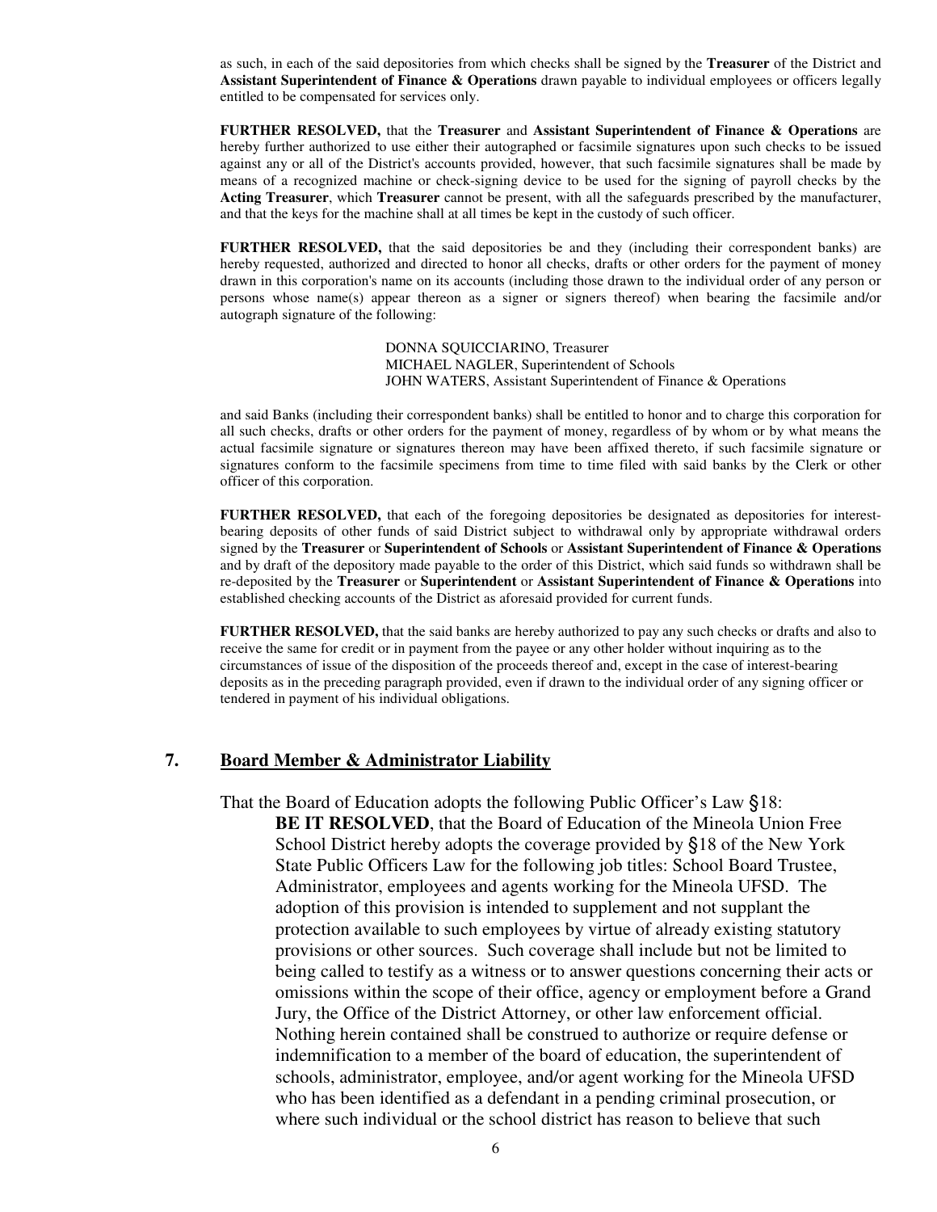as such, in each of the said depositories from which checks shall be signed by the **Treasurer** of the District and **Assistant Superintendent of Finance & Operations** drawn payable to individual employees or officers legally entitled to be compensated for services only.

**FURTHER RESOLVED,** that the **Treasurer** and **Assistant Superintendent of Finance & Operations** are hereby further authorized to use either their autographed or facsimile signatures upon such checks to be issued against any or all of the District's accounts provided, however, that such facsimile signatures shall be made by means of a recognized machine or check-signing device to be used for the signing of payroll checks by the **Acting Treasurer**, which **Treasurer** cannot be present, with all the safeguards prescribed by the manufacturer, and that the keys for the machine shall at all times be kept in the custody of such officer.

**FURTHER RESOLVED,** that the said depositories be and they (including their correspondent banks) are hereby requested, authorized and directed to honor all checks, drafts or other orders for the payment of money drawn in this corporation's name on its accounts (including those drawn to the individual order of any person or persons whose name(s) appear thereon as a signer or signers thereof) when bearing the facsimile and/or autograph signature of the following:

> DONNA SQUICCIARINO, Treasurer
> MICHAEL NAGLER, Superintendent of Schools
> JOHN WATERS, Assistant Superintendent of Finance & Operations

and said Banks (including their correspondent banks) shall be entitled to honor and to charge this corporation for all such checks, drafts or other orders for the payment of money, regardless of by whom or by what means the actual facsimile signature or signatures thereon may have been affixed thereto, if such facsimile signature or signatures conform to the facsimile specimens from time to time filed with said banks by the Clerk or other officer of this corporation.

**FURTHER RESOLVED,** that each of the foregoing depositories be designated as depositories for interest-bearing deposits of other funds of said District subject to withdrawal only by appropriate withdrawal orders signed by the **Treasurer** or **Superintendent of Schools** or **Assistant Superintendent of Finance & Operations** and by draft of the depository made payable to the order of this District, which said funds so withdrawn shall be re-deposited by the **Treasurer** or **Superintendent** or **Assistant Superintendent of Finance & Operations** into established checking accounts of the District as aforesaid provided for current funds.

**FURTHER RESOLVED,** that the said banks are hereby authorized to pay any such checks or drafts and also to receive the same for credit or in payment from the payee or any other holder without inquiring as to the circumstances of issue of the disposition of the proceeds thereof and, except in the case of interest-bearing deposits as in the preceding paragraph provided, even if drawn to the individual order of any signing officer or tendered in payment of his individual obligations.

## 7. Board Member & Administrator Liability

That the Board of Education adopts the following Public Officer's Law §18:

**BE IT RESOLVED**, that the Board of Education of the Mineola Union Free School District hereby adopts the coverage provided by §18 of the New York State Public Officers Law for the following job titles: School Board Trustee, Administrator, employees and agents working for the Mineola UFSD. The adoption of this provision is intended to supplement and not supplant the protection available to such employees by virtue of already existing statutory provisions or other sources. Such coverage shall include but not be limited to being called to testify as a witness or to answer questions concerning their acts or omissions within the scope of their office, agency or employment before a Grand Jury, the Office of the District Attorney, or other law enforcement official. Nothing herein contained shall be construed to authorize or require defense or indemnification to a member of the board of education, the superintendent of schools, administrator, employee, and/or agent working for the Mineola UFSD who has been identified as a defendant in a pending criminal prosecution, or where such individual or the school district has reason to believe that such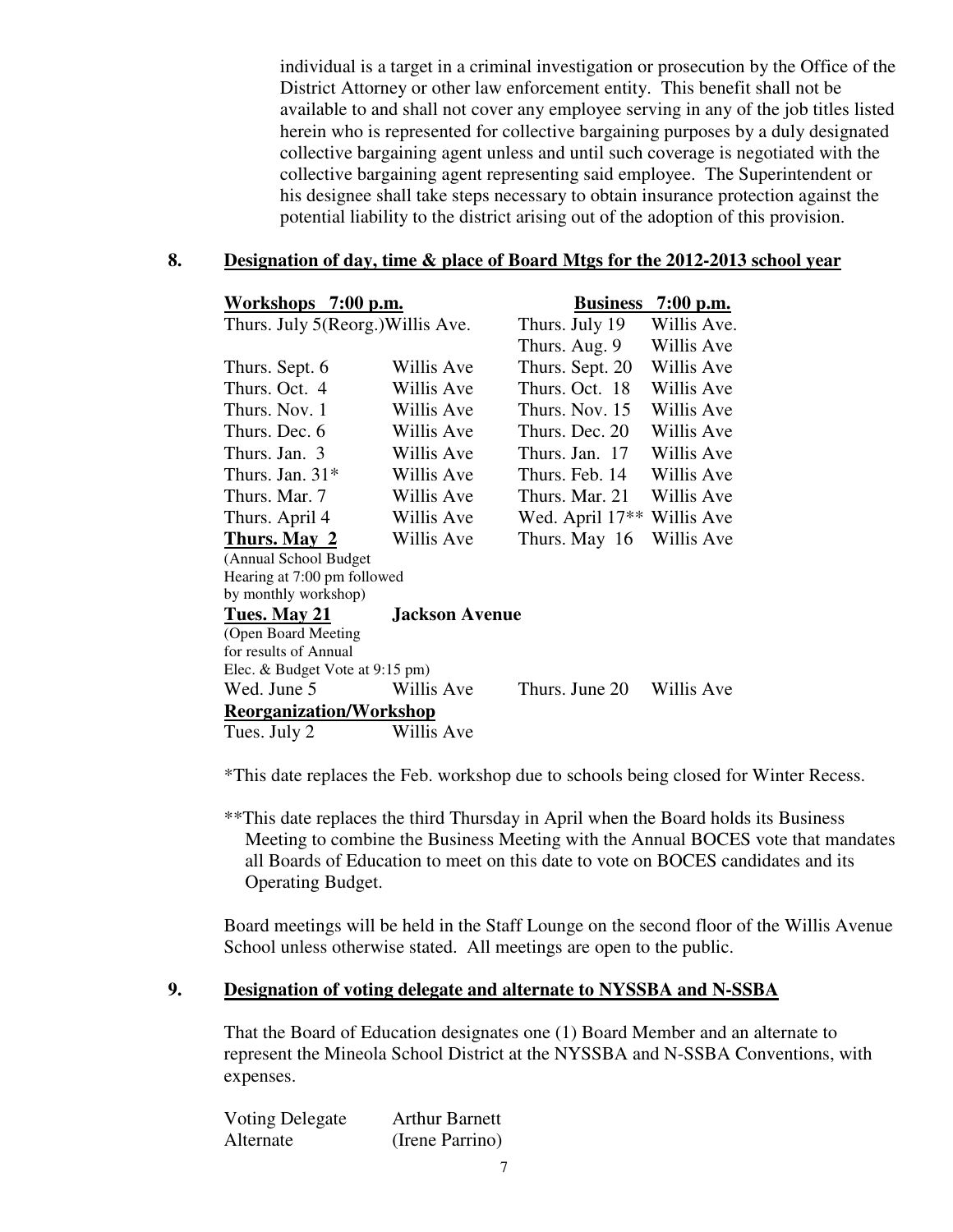individual is a target in a criminal investigation or prosecution by the Office of the District Attorney or other law enforcement entity. This benefit shall not be available to and shall not cover any employee serving in any of the job titles listed herein who is represented for collective bargaining purposes by a duly designated collective bargaining agent unless and until such coverage is negotiated with the collective bargaining agent representing said employee. The Superintendent or his designee shall take steps necessary to obtain insurance protection against the potential liability to the district arising out of the adoption of this provision.

## 8. Designation of day, time & place of Board Mtgs for the 2012-2013 school year

| **Workshops 7:00 p.m.** | | **Business 7:00 p.m.** | |
|---|---|---|---|
| Thurs. July 5(Reorg.) | Willis Ave. | Thurs. July 19 | Willis Ave. |
| | | Thurs. Aug. 9 | Willis Ave |
| Thurs. Sept. 6 | Willis Ave | Thurs. Sept. 20 | Willis Ave |
| Thurs. Oct. 4 | Willis Ave | Thurs. Oct. 18 | Willis Ave |
| Thurs. Nov. 1 | Willis Ave | Thurs. Nov. 15 | Willis Ave |
| Thurs. Dec. 6 | Willis Ave | Thurs. Dec. 20 | Willis Ave |
| Thurs. Jan. 3 | Willis Ave | Thurs. Jan. 17 | Willis Ave |
| Thurs. Jan. 31* | Willis Ave | Thurs. Feb. 14 | Willis Ave |
| Thurs. Mar. 7 | Willis Ave | Thurs. Mar. 21 | Willis Ave |
| Thurs. April 4 | Willis Ave | Wed. April 17** | Willis Ave |
| **Thurs. May 2** (Annual School Budget Hearing at 7:00 pm followed by monthly workshop) | Willis Ave | Thurs. May 16 | Willis Ave |
| **Tues. May 21** (Open Board Meeting for results of Annual Elec. & Budget Vote at 9:15 pm) | **Jackson Avenue** | | |
| Wed. June 5 | Willis Ave | Thurs. June 20 | Willis Ave |
| **Reorganization/Workshop** | | | |
| Tues. July 2 | Willis Ave | | |

*This date replaces the Feb. workshop due to schools being closed for Winter Recess.

**This date replaces the third Thursday in April when the Board holds its Business Meeting to combine the Business Meeting with the Annual BOCES vote that mandates all Boards of Education to meet on this date to vote on BOCES candidates and its Operating Budget.

Board meetings will be held in the Staff Lounge on the second floor of the Willis Avenue School unless otherwise stated. All meetings are open to the public.

## 9. Designation of voting delegate and alternate to NYSSBA and N-SSBA

That the Board of Education designates one (1) Board Member and an alternate to represent the Mineola School District at the NYSSBA and N-SSBA Conventions, with expenses.

| | |
|---|---|
| Voting Delegate | Arthur Barnett |
| Alternate | (Irene Parrino) |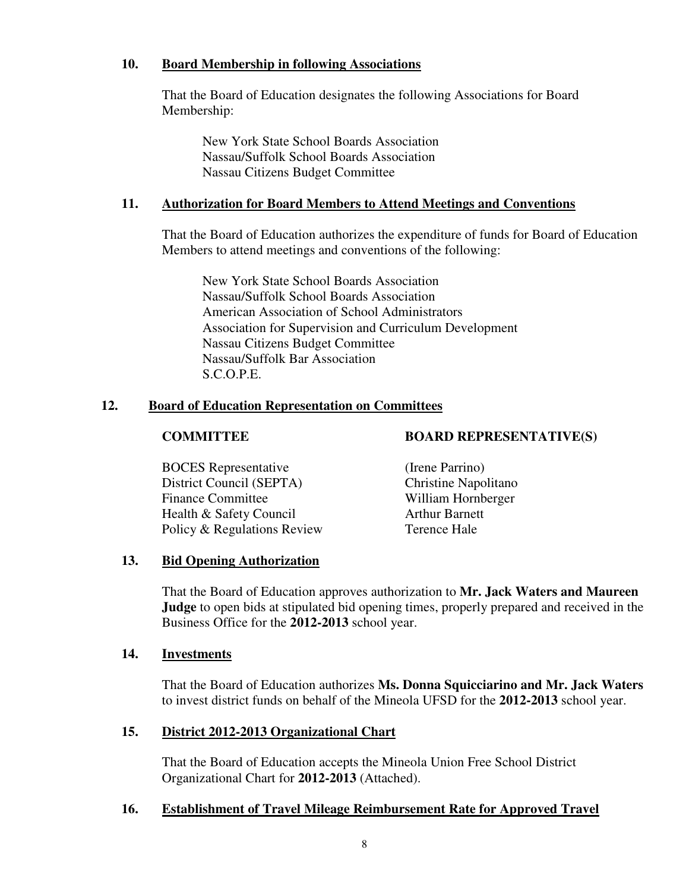**10. Board Membership in following Associations**

That the Board of Education designates the following Associations for Board Membership:

New York State School Boards Association
Nassau/Suffolk School Boards Association
Nassau Citizens Budget Committee

**11. Authorization for Board Members to Attend Meetings and Conventions**

That the Board of Education authorizes the expenditure of funds for Board of Education Members to attend meetings and conventions of the following:

New York State School Boards Association
Nassau/Suffolk School Boards Association
American Association of School Administrators
Association for Supervision and Curriculum Development
Nassau Citizens Budget Committee
Nassau/Suffolk Bar Association
S.C.O.P.E.

**12. Board of Education Representation on Committees**

| COMMITTEE | BOARD REPRESENTATIVE(S) |
|---|---|
| BOCES Representative | (Irene Parrino) |
| District Council (SEPTA) | Christine Napolitano |
| Finance Committee | William Hornberger |
| Health & Safety Council | Arthur Barnett |
| Policy & Regulations Review | Terence Hale |

**13. Bid Opening Authorization**

That the Board of Education approves authorization to **Mr. Jack Waters and Maureen Judge** to open bids at stipulated bid opening times, properly prepared and received in the Business Office for the **2012-2013** school year.

**14. Investments**

That the Board of Education authorizes **Ms. Donna Squicciarino and Mr. Jack Waters** to invest district funds on behalf of the Mineola UFSD for the **2012-2013** school year.

**15. District 2012-2013 Organizational Chart**

That the Board of Education accepts the Mineola Union Free School District Organizational Chart for **2012-2013** (Attached).

**16. Establishment of Travel Mileage Reimbursement Rate for Approved Travel**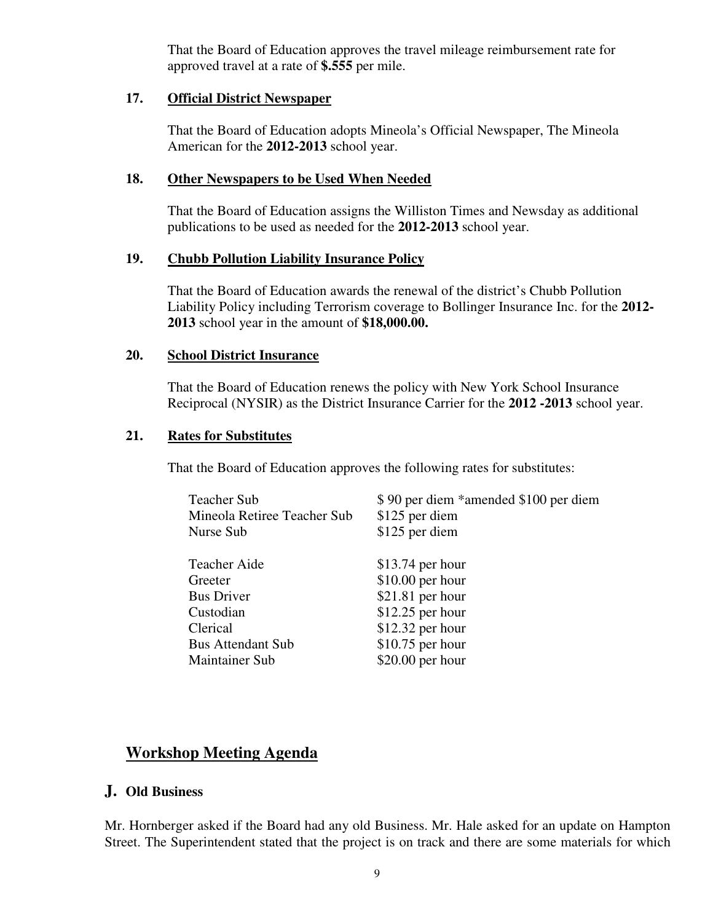That the Board of Education approves the travel mileage reimbursement rate for approved travel at a rate of **$.555** per mile.

**17. Official District Newspaper**

That the Board of Education adopts Mineola's Official Newspaper, The Mineola American for the **2012-2013** school year.

**18. Other Newspapers to be Used When Needed**

That the Board of Education assigns the Williston Times and Newsday as additional publications to be used as needed for the **2012-2013** school year.

**19. Chubb Pollution Liability Insurance Policy**

That the Board of Education awards the renewal of the district's Chubb Pollution Liability Policy including Terrorism coverage to Bollinger Insurance Inc. for the **2012-2013** school year in the amount of **$18,000.00.**

**20. School District Insurance**

That the Board of Education renews the policy with New York School Insurance Reciprocal (NYSIR) as the District Insurance Carrier for the **2012 -2013** school year.

**21. Rates for Substitutes**

That the Board of Education approves the following rates for substitutes:

| | |
|---|---|
| Teacher Sub | $ 90 per diem *amended $100 per diem |
| Mineola Retiree Teacher Sub | $125 per diem |
| Nurse Sub | $125 per diem |
| Teacher Aide | $13.74 per hour |
| Greeter | $10.00 per hour |
| Bus Driver | $21.81 per hour |
| Custodian | $12.25 per hour |
| Clerical | $12.32 per hour |
| Bus Attendant Sub | $10.75 per hour |
| Maintainer Sub | $20.00 per hour |

## Workshop Meeting Agenda

### J. Old Business

Mr. Hornberger asked if the Board had any old Business. Mr. Hale asked for an update on Hampton Street. The Superintendent stated that the project is on track and there are some materials for which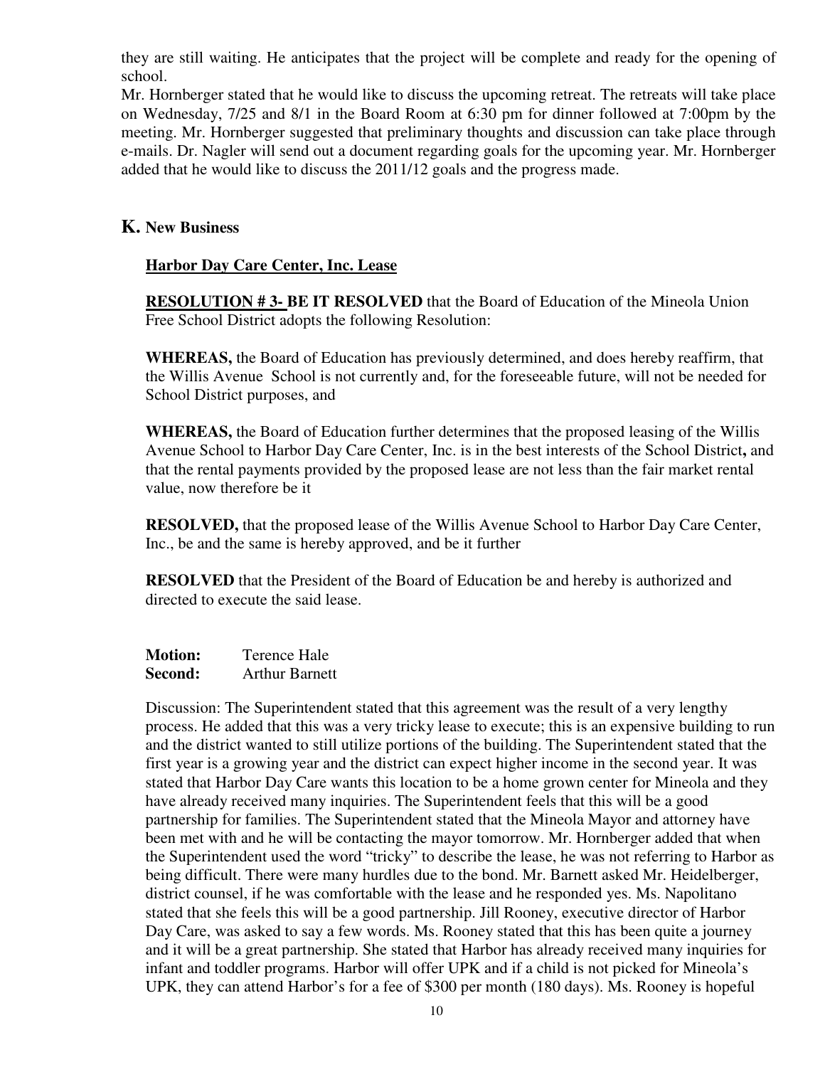they are still waiting. He anticipates that the project will be complete and ready for the opening of school.

Mr. Hornberger stated that he would like to discuss the upcoming retreat. The retreats will take place on Wednesday, 7/25 and 8/1 in the Board Room at 6:30 pm for dinner followed at 7:00pm by the meeting. Mr. Hornberger suggested that preliminary thoughts and discussion can take place through e-mails. Dr. Nagler will send out a document regarding goals for the upcoming year. Mr. Hornberger added that he would like to discuss the 2011/12 goals and the progress made.

## K. New Business

**Harbor Day Care Center, Inc. Lease**

**RESOLUTION # 3- BE IT RESOLVED** that the Board of Education of the Mineola Union Free School District adopts the following Resolution:

**WHEREAS,** the Board of Education has previously determined, and does hereby reaffirm, that the Willis Avenue School is not currently and, for the foreseeable future, will not be needed for School District purposes, and

**WHEREAS,** the Board of Education further determines that the proposed leasing of the Willis Avenue School to Harbor Day Care Center, Inc. is in the best interests of the School District**,** and that the rental payments provided by the proposed lease are not less than the fair market rental value, now therefore be it

**RESOLVED,** that the proposed lease of the Willis Avenue School to Harbor Day Care Center, Inc., be and the same is hereby approved, and be it further

**RESOLVED** that the President of the Board of Education be and hereby is authorized and directed to execute the said lease.

**Motion:** Terence Hale
**Second:** Arthur Barnett

Discussion: The Superintendent stated that this agreement was the result of a very lengthy process. He added that this was a very tricky lease to execute; this is an expensive building to run and the district wanted to still utilize portions of the building. The Superintendent stated that the first year is a growing year and the district can expect higher income in the second year. It was stated that Harbor Day Care wants this location to be a home grown center for Mineola and they have already received many inquiries. The Superintendent feels that this will be a good partnership for families. The Superintendent stated that the Mineola Mayor and attorney have been met with and he will be contacting the mayor tomorrow. Mr. Hornberger added that when the Superintendent used the word "tricky" to describe the lease, he was not referring to Harbor as being difficult. There were many hurdles due to the bond. Mr. Barnett asked Mr. Heidelberger, district counsel, if he was comfortable with the lease and he responded yes. Ms. Napolitano stated that she feels this will be a good partnership. Jill Rooney, executive director of Harbor Day Care, was asked to say a few words. Ms. Rooney stated that this has been quite a journey and it will be a great partnership. She stated that Harbor has already received many inquiries for infant and toddler programs. Harbor will offer UPK and if a child is not picked for Mineola's UPK, they can attend Harbor's for a fee of $300 per month (180 days). Ms. Rooney is hopeful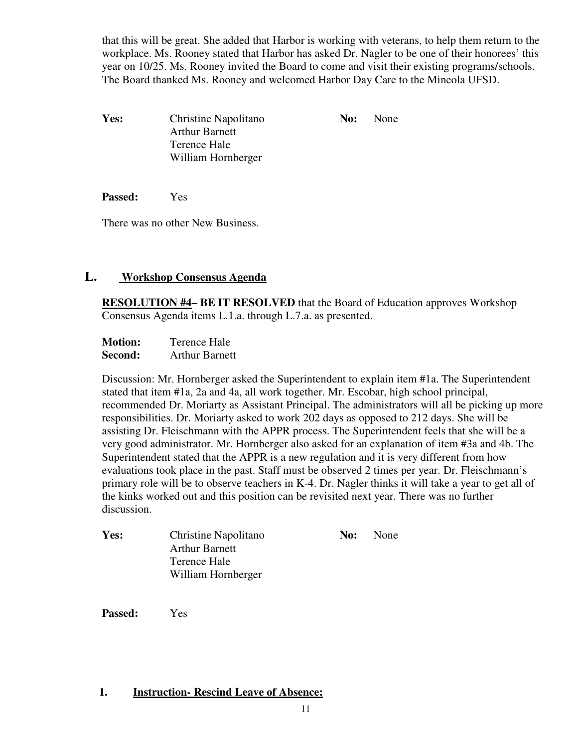that this will be great. She added that Harbor is working with veterans, to help them return to the workplace. Ms. Rooney stated that Harbor has asked Dr. Nagler to be one of their honorees' this year on 10/25. Ms. Rooney invited the Board to come and visit their existing programs/schools. The Board thanked Ms. Rooney and welcomed Harbor Day Care to the Mineola UFSD.

| | | | |
|---|---|---|---|
| **Yes:** | Christine Napolitano<br>Arthur Barnett<br>Terence Hale<br>William Hornberger | **No:** | None |

**Passed:** Yes

There was no other New Business.

## L. Workshop Consensus Agenda

**RESOLUTION #4– BE IT RESOLVED** that the Board of Education approves Workshop Consensus Agenda items L.1.a. through L.7.a. as presented.

**Motion:** Terence Hale
**Second:** Arthur Barnett

Discussion: Mr. Hornberger asked the Superintendent to explain item #1a. The Superintendent stated that item #1a, 2a and 4a, all work together. Mr. Escobar, high school principal, recommended Dr. Moriarty as Assistant Principal. The administrators will all be picking up more responsibilities. Dr. Moriarty asked to work 202 days as opposed to 212 days. She will be assisting Dr. Fleischmann with the APPR process. The Superintendent feels that she will be a very good administrator. Mr. Hornberger also asked for an explanation of item #3a and 4b. The Superintendent stated that the APPR is a new regulation and it is very different from how evaluations took place in the past. Staff must be observed 2 times per year. Dr. Fleischmann's primary role will be to observe teachers in K-4. Dr. Nagler thinks it will take a year to get all of the kinks worked out and this position can be revisited next year. There was no further discussion.

| | | | |
|---|---|---|---|
| **Yes:** | Christine Napolitano<br>Arthur Barnett<br>Terence Hale<br>William Hornberger | **No:** | None |

**Passed:** Yes

### 1. Instruction- Rescind Leave of Absence: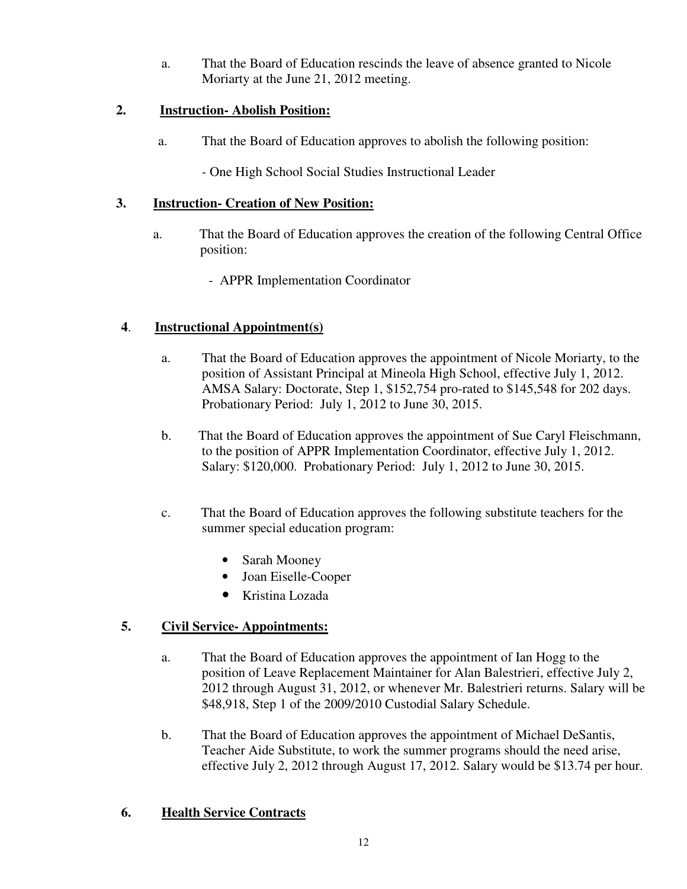a. That the Board of Education rescinds the leave of absence granted to Nicole Moriarty at the June 21, 2012 meeting.

**2. Instruction- Abolish Position:**

a. That the Board of Education approves to abolish the following position:

- One High School Social Studies Instructional Leader

**3. Instruction- Creation of New Position:**

a. That the Board of Education approves the creation of the following Central Office position:

- APPR Implementation Coordinator

**4. Instructional Appointment(s)**

a. That the Board of Education approves the appointment of Nicole Moriarty, to the position of Assistant Principal at Mineola High School, effective July 1, 2012. AMSA Salary: Doctorate, Step 1, $152,754 pro-rated to $145,548 for 202 days. Probationary Period: July 1, 2012 to June 30, 2015.

b. That the Board of Education approves the appointment of Sue Caryl Fleischmann, to the position of APPR Implementation Coordinator, effective July 1, 2012. Salary: $120,000. Probationary Period: July 1, 2012 to June 30, 2015.

c. That the Board of Education approves the following substitute teachers for the summer special education program:

- Sarah Mooney
- Joan Eiselle-Cooper
- Kristina Lozada

**5. Civil Service- Appointments:**

a. That the Board of Education approves the appointment of Ian Hogg to the position of Leave Replacement Maintainer for Alan Balestrieri, effective July 2, 2012 through August 31, 2012, or whenever Mr. Balestrieri returns. Salary will be $48,918, Step 1 of the 2009/2010 Custodial Salary Schedule.

b. That the Board of Education approves the appointment of Michael DeSantis, Teacher Aide Substitute, to work the summer programs should the need arise, effective July 2, 2012 through August 17, 2012. Salary would be $13.74 per hour.

**6. Health Service Contracts**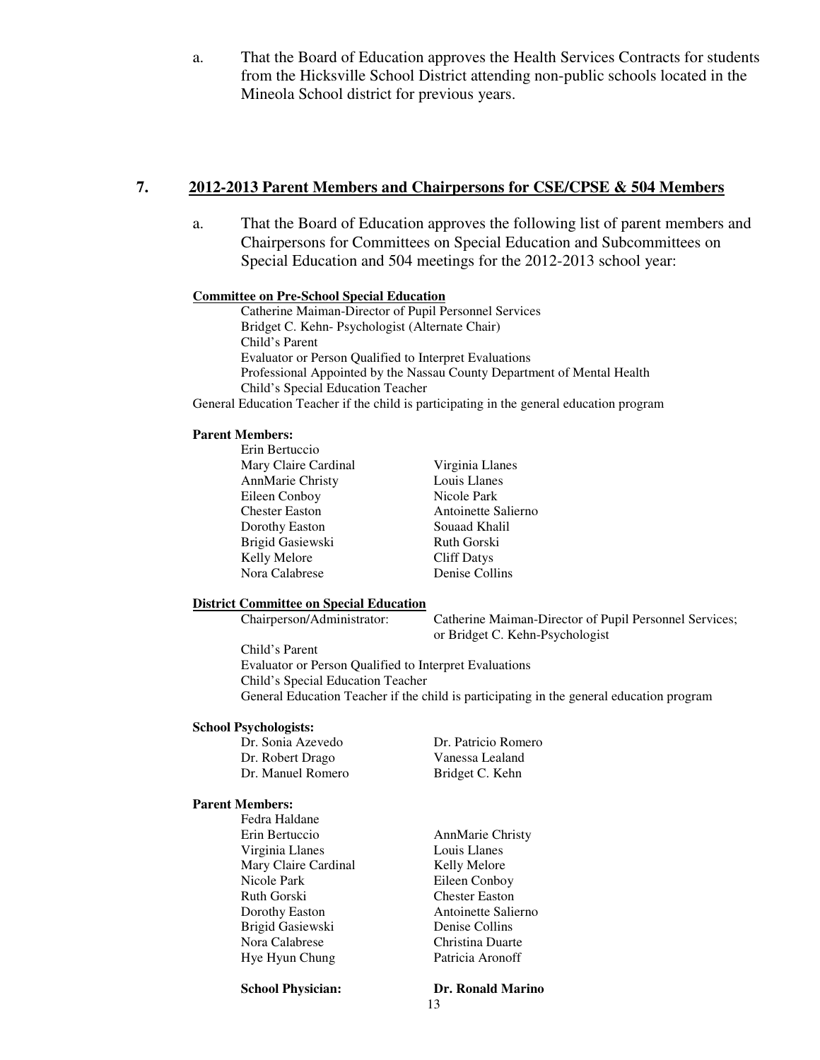a. That the Board of Education approves the Health Services Contracts for students from the Hicksville School District attending non-public schools located in the Mineola School district for previous years.

## 7. 2012-2013 Parent Members and Chairpersons for CSE/CPSE & 504 Members

a. That the Board of Education approves the following list of parent members and Chairpersons for Committees on Special Education and Subcommittees on Special Education and 504 meetings for the 2012-2013 school year:

**Committee on Pre-School Special Education**

Catherine Maiman-Director of Pupil Personnel Services
Bridget C. Kehn- Psychologist (Alternate Chair)
Child's Parent
Evaluator or Person Qualified to Interpret Evaluations
Professional Appointed by the Nassau County Department of Mental Health
Child's Special Education Teacher
General Education Teacher if the child is participating in the general education program

**Parent Members:**

Erin Bertuccio
Mary Claire Cardinal
AnnMarie Christy
Eileen Conboy
Chester Easton
Dorothy Easton
Brigid Gasiewski
Kelly Melore
Nora Calabrese
Virginia Llanes
Louis Llanes
Nicole Park
Antoinette Salierno
Souaad Khalil
Ruth Gorski
Cliff Datys
Denise Collins

**District Committee on Special Education**

Chairperson/Administrator: Catherine Maiman-Director of Pupil Personnel Services; or Bridget C. Kehn-Psychologist
Child's Parent
Evaluator or Person Qualified to Interpret Evaluations
Child's Special Education Teacher
General Education Teacher if the child is participating in the general education program

**School Psychologists:**

Dr. Sonia Azevedo
Dr. Robert Drago
Dr. Manuel Romero
Dr. Patricio Romero
Vanessa Lealand
Bridget C. Kehn

**Parent Members:**

Fedra Haldane
Erin Bertuccio
Virginia Llanes
Mary Claire Cardinal
Nicole Park
Ruth Gorski
Dorothy Easton
Brigid Gasiewski
Nora Calabrese
Hye Hyun Chung
AnnMarie Christy
Louis Llanes
Kelly Melore
Eileen Conboy
Chester Easton
Antoinette Salierno
Denise Collins
Christina Duarte
Patricia Aronoff

**School Physician:** **Dr. Ronald Marino**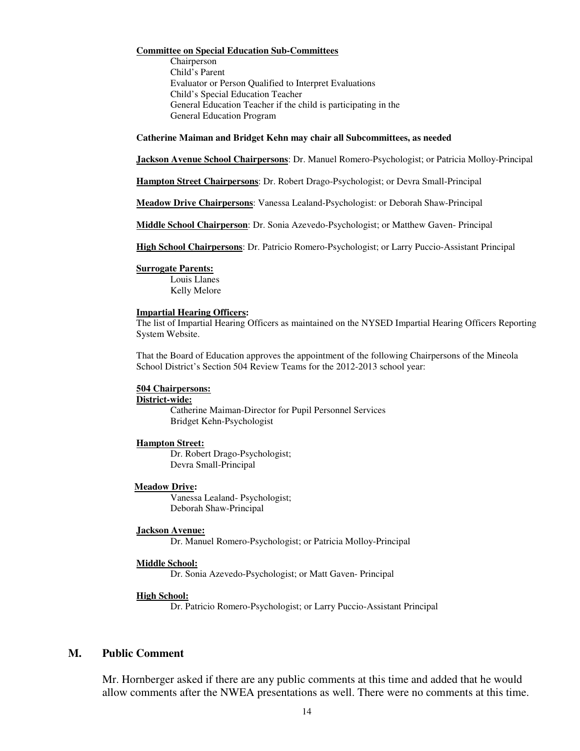**Committee on Special Education Sub-Committees**

Chairperson
Child's Parent
Evaluator or Person Qualified to Interpret Evaluations
Child's Special Education Teacher
General Education Teacher if the child is participating in the General Education Program

**Catherine Maiman and Bridget Kehn may chair all Subcommittees, as needed**

**Jackson Avenue School Chairpersons**: Dr. Manuel Romero-Psychologist; or Patricia Molloy-Principal

**Hampton Street Chairpersons**: Dr. Robert Drago-Psychologist; or Devra Small-Principal

**Meadow Drive Chairpersons**: Vanessa Lealand-Psychologist: or Deborah Shaw-Principal

**Middle School Chairperson**: Dr. Sonia Azevedo-Psychologist; or Matthew Gaven- Principal

**High School Chairpersons**: Dr. Patricio Romero-Psychologist; or Larry Puccio-Assistant Principal

**Surrogate Parents:**

Louis Llanes
Kelly Melore

**Impartial Hearing Officers:**

The list of Impartial Hearing Officers as maintained on the NYSED Impartial Hearing Officers Reporting System Website.

That the Board of Education approves the appointment of the following Chairpersons of the Mineola School District's Section 504 Review Teams for the 2012-2013 school year:

**504 Chairpersons:**

**District-wide:**

Catherine Maiman-Director for Pupil Personnel Services
Bridget Kehn-Psychologist

**Hampton Street:**

Dr. Robert Drago-Psychologist;
Devra Small-Principal

**Meadow Drive:**

Vanessa Lealand- Psychologist;
Deborah Shaw-Principal

**Jackson Avenue:**

Dr. Manuel Romero-Psychologist; or Patricia Molloy-Principal

**Middle School:**

Dr. Sonia Azevedo-Psychologist; or Matt Gaven- Principal

**High School:**

Dr. Patricio Romero-Psychologist; or Larry Puccio-Assistant Principal

## M. Public Comment

Mr. Hornberger asked if there are any public comments at this time and added that he would allow comments after the NWEA presentations as well. There were no comments at this time.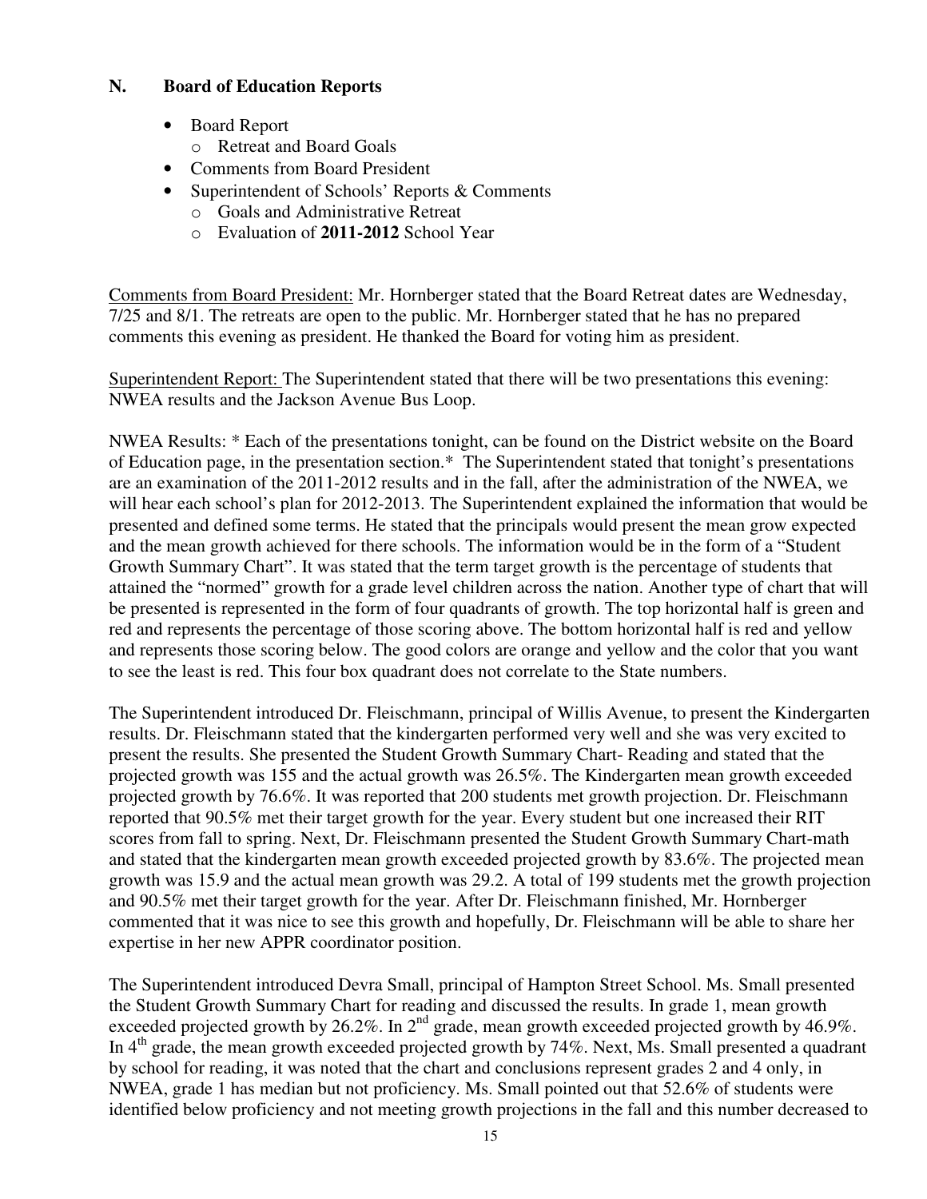## N. Board of Education Reports

- Board Report
  - o Retreat and Board Goals
- Comments from Board President
- Superintendent of Schools' Reports & Comments
  - o Goals and Administrative Retreat
  - o Evaluation of **2011-2012** School Year

Comments from Board President: Mr. Hornberger stated that the Board Retreat dates are Wednesday, 7/25 and 8/1. The retreats are open to the public. Mr. Hornberger stated that he has no prepared comments this evening as president. He thanked the Board for voting him as president.

Superintendent Report: The Superintendent stated that there will be two presentations this evening: NWEA results and the Jackson Avenue Bus Loop.

NWEA Results: * Each of the presentations tonight, can be found on the District website on the Board of Education page, in the presentation section.* The Superintendent stated that tonight's presentations are an examination of the 2011-2012 results and in the fall, after the administration of the NWEA, we will hear each school's plan for 2012-2013. The Superintendent explained the information that would be presented and defined some terms. He stated that the principals would present the mean grow expected and the mean growth achieved for there schools. The information would be in the form of a "Student Growth Summary Chart". It was stated that the term target growth is the percentage of students that attained the "normed" growth for a grade level children across the nation. Another type of chart that will be presented is represented in the form of four quadrants of growth. The top horizontal half is green and red and represents the percentage of those scoring above. The bottom horizontal half is red and yellow and represents those scoring below. The good colors are orange and yellow and the color that you want to see the least is red. This four box quadrant does not correlate to the State numbers.

The Superintendent introduced Dr. Fleischmann, principal of Willis Avenue, to present the Kindergarten results. Dr. Fleischmann stated that the kindergarten performed very well and she was very excited to present the results. She presented the Student Growth Summary Chart- Reading and stated that the projected growth was 155 and the actual growth was 26.5%. The Kindergarten mean growth exceeded projected growth by 76.6%. It was reported that 200 students met growth projection. Dr. Fleischmann reported that 90.5% met their target growth for the year. Every student but one increased their RIT scores from fall to spring. Next, Dr. Fleischmann presented the Student Growth Summary Chart-math and stated that the kindergarten mean growth exceeded projected growth by 83.6%. The projected mean growth was 15.9 and the actual mean growth was 29.2. A total of 199 students met the growth projection and 90.5% met their target growth for the year. After Dr. Fleischmann finished, Mr. Hornberger commented that it was nice to see this growth and hopefully, Dr. Fleischmann will be able to share her expertise in her new APPR coordinator position.

The Superintendent introduced Devra Small, principal of Hampton Street School. Ms. Small presented the Student Growth Summary Chart for reading and discussed the results. In grade 1, mean growth exceeded projected growth by 26.2%. In 2nd grade, mean growth exceeded projected growth by 46.9%. In 4th grade, the mean growth exceeded projected growth by 74%. Next, Ms. Small presented a quadrant by school for reading, it was noted that the chart and conclusions represent grades 2 and 4 only, in NWEA, grade 1 has median but not proficiency. Ms. Small pointed out that 52.6% of students were identified below proficiency and not meeting growth projections in the fall and this number decreased to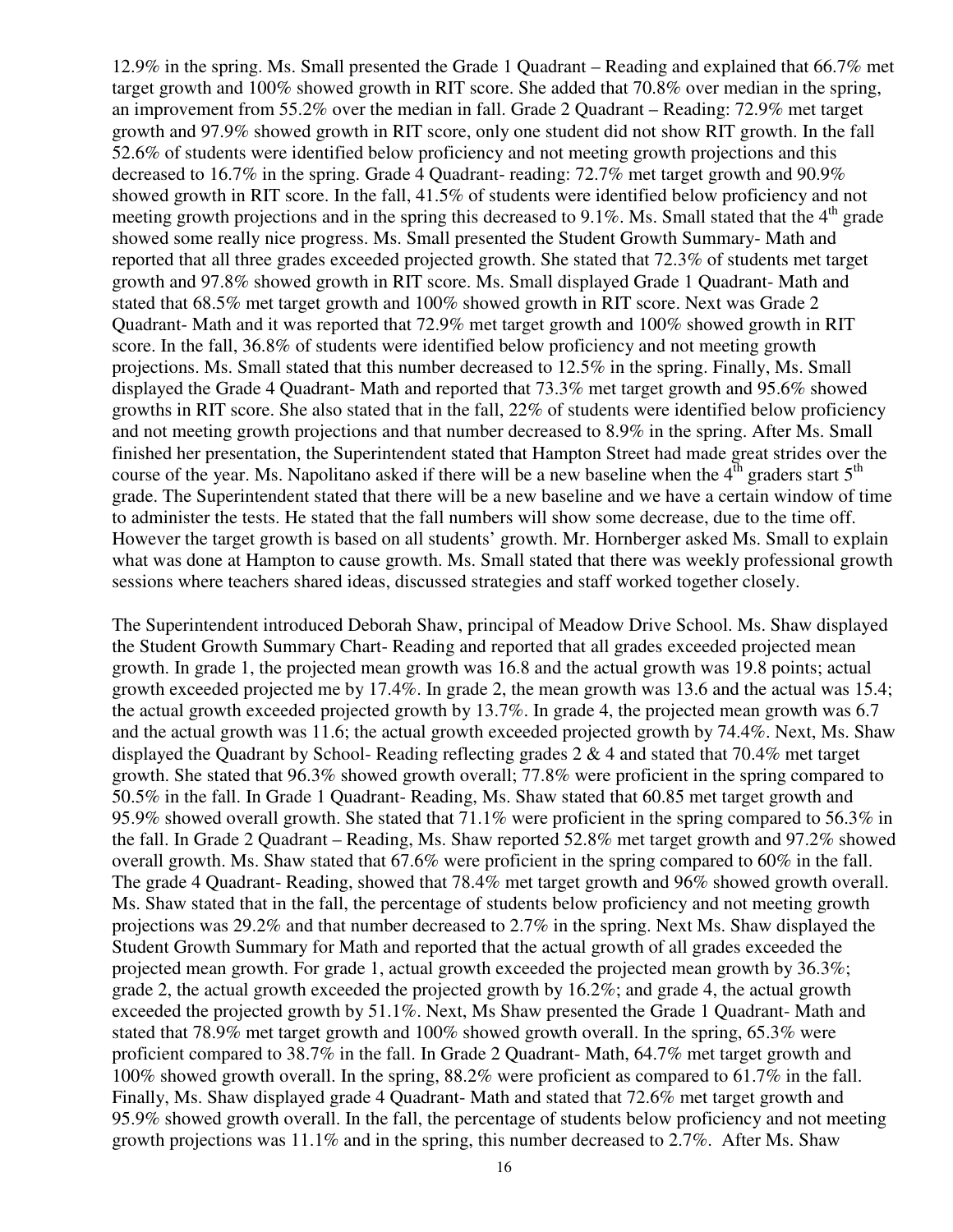12.9% in the spring. Ms. Small presented the Grade 1 Quadrant – Reading and explained that 66.7% met target growth and 100% showed growth in RIT score. She added that 70.8% over median in the spring, an improvement from 55.2% over the median in fall. Grade 2 Quadrant – Reading: 72.9% met target growth and 97.9% showed growth in RIT score, only one student did not show RIT growth. In the fall 52.6% of students were identified below proficiency and not meeting growth projections and this decreased to 16.7% in the spring. Grade 4 Quadrant- reading: 72.7% met target growth and 90.9% showed growth in RIT score. In the fall, 41.5% of students were identified below proficiency and not meeting growth projections and in the spring this decreased to 9.1%. Ms. Small stated that the 4th grade showed some really nice progress. Ms. Small presented the Student Growth Summary- Math and reported that all three grades exceeded projected growth. She stated that 72.3% of students met target growth and 97.8% showed growth in RIT score. Ms. Small displayed Grade 1 Quadrant- Math and stated that 68.5% met target growth and 100% showed growth in RIT score. Next was Grade 2 Quadrant- Math and it was reported that 72.9% met target growth and 100% showed growth in RIT score. In the fall, 36.8% of students were identified below proficiency and not meeting growth projections. Ms. Small stated that this number decreased to 12.5% in the spring. Finally, Ms. Small displayed the Grade 4 Quadrant- Math and reported that 73.3% met target growth and 95.6% showed growths in RIT score. She also stated that in the fall, 22% of students were identified below proficiency and not meeting growth projections and that number decreased to 8.9% in the spring. After Ms. Small finished her presentation, the Superintendent stated that Hampton Street had made great strides over the course of the year. Ms. Napolitano asked if there will be a new baseline when the 4th graders start 5th grade. The Superintendent stated that there will be a new baseline and we have a certain window of time to administer the tests. He stated that the fall numbers will show some decrease, due to the time off. However the target growth is based on all students' growth. Mr. Hornberger asked Ms. Small to explain what was done at Hampton to cause growth. Ms. Small stated that there was weekly professional growth sessions where teachers shared ideas, discussed strategies and staff worked together closely.

The Superintendent introduced Deborah Shaw, principal of Meadow Drive School. Ms. Shaw displayed the Student Growth Summary Chart- Reading and reported that all grades exceeded projected mean growth. In grade 1, the projected mean growth was 16.8 and the actual growth was 19.8 points; actual growth exceeded projected me by 17.4%. In grade 2, the mean growth was 13.6 and the actual was 15.4; the actual growth exceeded projected growth by 13.7%. In grade 4, the projected mean growth was 6.7 and the actual growth was 11.6; the actual growth exceeded projected growth by 74.4%. Next, Ms. Shaw displayed the Quadrant by School- Reading reflecting grades 2 & 4 and stated that 70.4% met target growth. She stated that 96.3% showed growth overall; 77.8% were proficient in the spring compared to 50.5% in the fall. In Grade 1 Quadrant- Reading, Ms. Shaw stated that 60.85 met target growth and 95.9% showed overall growth. She stated that 71.1% were proficient in the spring compared to 56.3% in the fall. In Grade 2 Quadrant – Reading, Ms. Shaw reported 52.8% met target growth and 97.2% showed overall growth. Ms. Shaw stated that 67.6% were proficient in the spring compared to 60% in the fall. The grade 4 Quadrant- Reading, showed that 78.4% met target growth and 96% showed growth overall. Ms. Shaw stated that in the fall, the percentage of students below proficiency and not meeting growth projections was 29.2% and that number decreased to 2.7% in the spring. Next Ms. Shaw displayed the Student Growth Summary for Math and reported that the actual growth of all grades exceeded the projected mean growth. For grade 1, actual growth exceeded the projected mean growth by 36.3%; grade 2, the actual growth exceeded the projected growth by 16.2%; and grade 4, the actual growth exceeded the projected growth by 51.1%. Next, Ms Shaw presented the Grade 1 Quadrant- Math and stated that 78.9% met target growth and 100% showed growth overall. In the spring, 65.3% were proficient compared to 38.7% in the fall. In Grade 2 Quadrant- Math, 64.7% met target growth and 100% showed growth overall. In the spring, 88.2% were proficient as compared to 61.7% in the fall. Finally, Ms. Shaw displayed grade 4 Quadrant- Math and stated that 72.6% met target growth and 95.9% showed growth overall. In the fall, the percentage of students below proficiency and not meeting growth projections was 11.1% and in the spring, this number decreased to 2.7%. After Ms. Shaw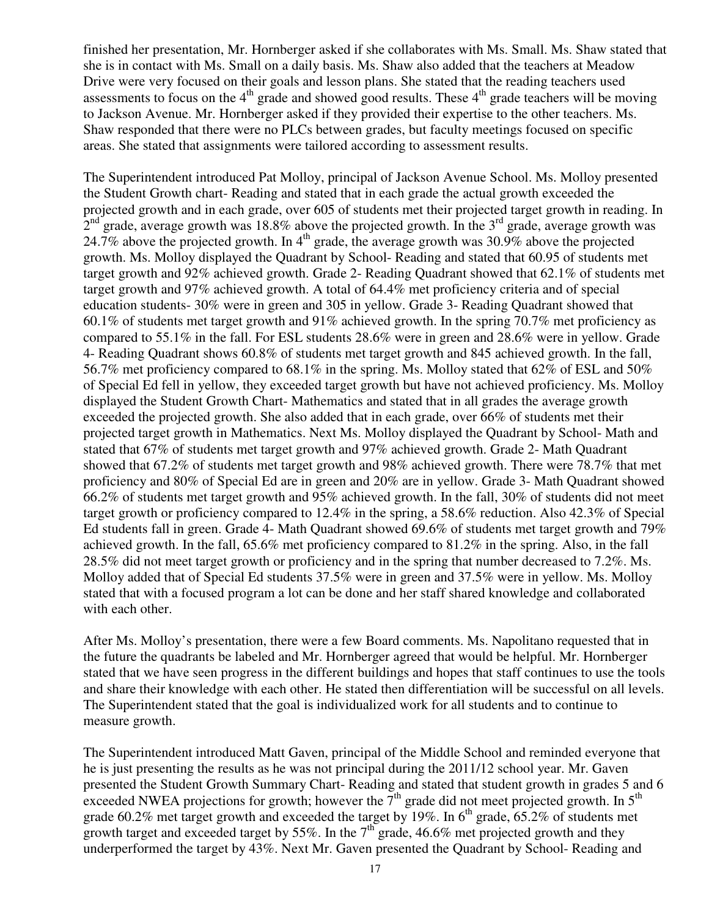finished her presentation, Mr. Hornberger asked if she collaborates with Ms. Small. Ms. Shaw stated that she is in contact with Ms. Small on a daily basis. Ms. Shaw also added that the teachers at Meadow Drive were very focused on their goals and lesson plans. She stated that the reading teachers used assessments to focus on the 4th grade and showed good results. These 4th grade teachers will be moving to Jackson Avenue. Mr. Hornberger asked if they provided their expertise to the other teachers. Ms. Shaw responded that there were no PLCs between grades, but faculty meetings focused on specific areas. She stated that assignments were tailored according to assessment results.

The Superintendent introduced Pat Molloy, principal of Jackson Avenue School. Ms. Molloy presented the Student Growth chart- Reading and stated that in each grade the actual growth exceeded the projected growth and in each grade, over 605 of students met their projected target growth in reading. In 2nd grade, average growth was 18.8% above the projected growth. In the 3rd grade, average growth was 24.7% above the projected growth. In 4th grade, the average growth was 30.9% above the projected growth. Ms. Molloy displayed the Quadrant by School- Reading and stated that 60.95 of students met target growth and 92% achieved growth. Grade 2- Reading Quadrant showed that 62.1% of students met target growth and 97% achieved growth. A total of 64.4% met proficiency criteria and of special education students- 30% were in green and 305 in yellow. Grade 3- Reading Quadrant showed that 60.1% of students met target growth and 91% achieved growth. In the spring 70.7% met proficiency as compared to 55.1% in the fall. For ESL students 28.6% were in green and 28.6% were in yellow. Grade 4- Reading Quadrant shows 60.8% of students met target growth and 845 achieved growth. In the fall, 56.7% met proficiency compared to 68.1% in the spring. Ms. Molloy stated that 62% of ESL and 50% of Special Ed fell in yellow, they exceeded target growth but have not achieved proficiency. Ms. Molloy displayed the Student Growth Chart- Mathematics and stated that in all grades the average growth exceeded the projected growth. She also added that in each grade, over 66% of students met their projected target growth in Mathematics. Next Ms. Molloy displayed the Quadrant by School- Math and stated that 67% of students met target growth and 97% achieved growth. Grade 2- Math Quadrant showed that 67.2% of students met target growth and 98% achieved growth. There were 78.7% that met proficiency and 80% of Special Ed are in green and 20% are in yellow. Grade 3- Math Quadrant showed 66.2% of students met target growth and 95% achieved growth. In the fall, 30% of students did not meet target growth or proficiency compared to 12.4% in the spring, a 58.6% reduction. Also 42.3% of Special Ed students fall in green. Grade 4- Math Quadrant showed 69.6% of students met target growth and 79% achieved growth. In the fall, 65.6% met proficiency compared to 81.2% in the spring. Also, in the fall 28.5% did not meet target growth or proficiency and in the spring that number decreased to 7.2%. Ms. Molloy added that of Special Ed students 37.5% were in green and 37.5% were in yellow. Ms. Molloy stated that with a focused program a lot can be done and her staff shared knowledge and collaborated with each other.

After Ms. Molloy's presentation, there were a few Board comments. Ms. Napolitano requested that in the future the quadrants be labeled and Mr. Hornberger agreed that would be helpful. Mr. Hornberger stated that we have seen progress in the different buildings and hopes that staff continues to use the tools and share their knowledge with each other. He stated then differentiation will be successful on all levels. The Superintendent stated that the goal is individualized work for all students and to continue to measure growth.

The Superintendent introduced Matt Gaven, principal of the Middle School and reminded everyone that he is just presenting the results as he was not principal during the 2011/12 school year. Mr. Gaven presented the Student Growth Summary Chart- Reading and stated that student growth in grades 5 and 6 exceeded NWEA projections for growth; however the 7th grade did not meet projected growth. In 5th grade 60.2% met target growth and exceeded the target by 19%. In 6th grade, 65.2% of students met growth target and exceeded target by 55%. In the 7th grade, 46.6% met projected growth and they underperformed the target by 43%. Next Mr. Gaven presented the Quadrant by School- Reading and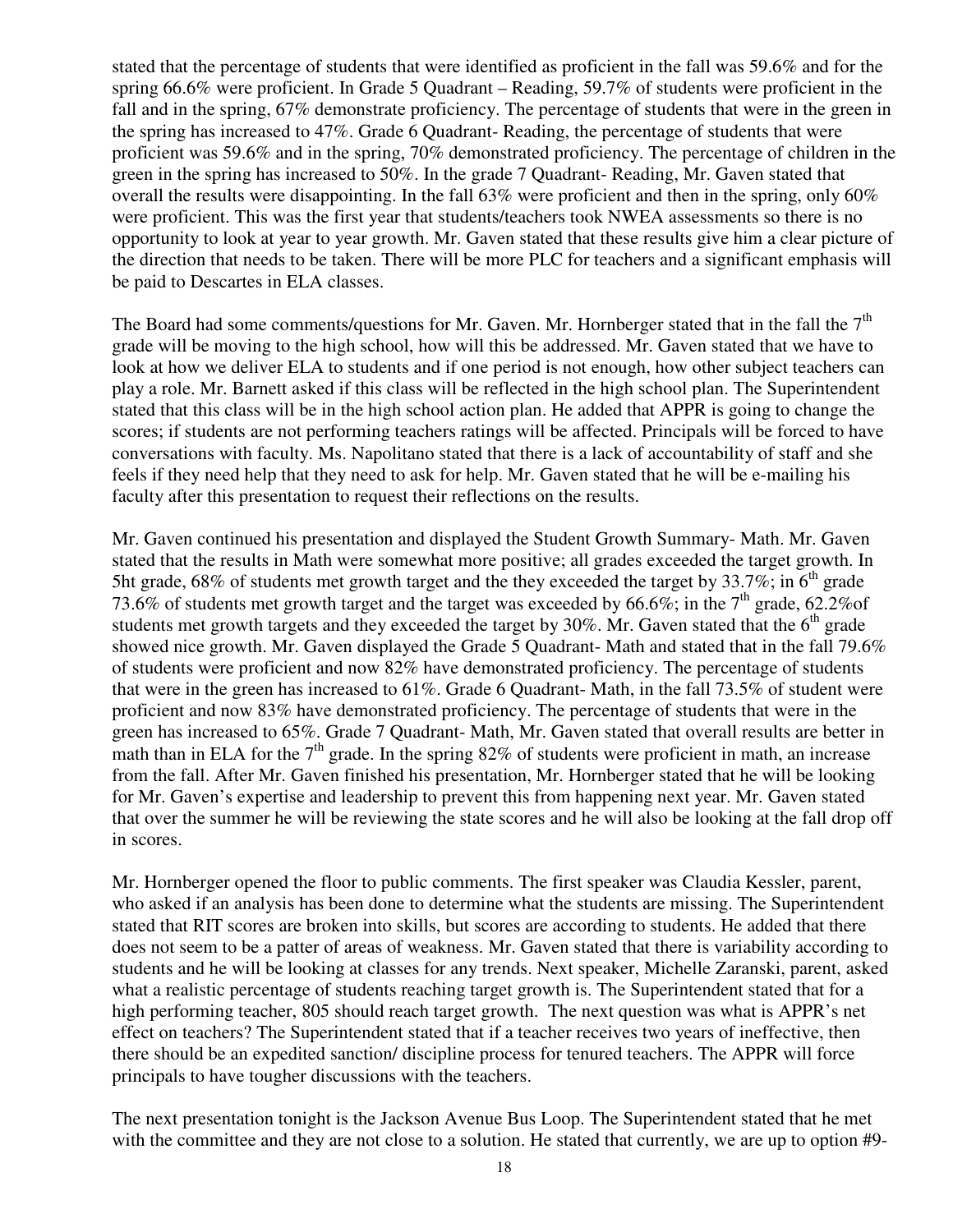stated that the percentage of students that were identified as proficient in the fall was 59.6% and for the spring 66.6% were proficient. In Grade 5 Quadrant – Reading, 59.7% of students were proficient in the fall and in the spring, 67% demonstrate proficiency. The percentage of students that were in the green in the spring has increased to 47%. Grade 6 Quadrant- Reading, the percentage of students that were proficient was 59.6% and in the spring, 70% demonstrated proficiency. The percentage of children in the green in the spring has increased to 50%. In the grade 7 Quadrant- Reading, Mr. Gaven stated that overall the results were disappointing. In the fall 63% were proficient and then in the spring, only 60% were proficient. This was the first year that students/teachers took NWEA assessments so there is no opportunity to look at year to year growth. Mr. Gaven stated that these results give him a clear picture of the direction that needs to be taken. There will be more PLC for teachers and a significant emphasis will be paid to Descartes in ELA classes.

The Board had some comments/questions for Mr. Gaven. Mr. Hornberger stated that in the fall the 7th grade will be moving to the high school, how will this be addressed. Mr. Gaven stated that we have to look at how we deliver ELA to students and if one period is not enough, how other subject teachers can play a role. Mr. Barnett asked if this class will be reflected in the high school plan. The Superintendent stated that this class will be in the high school action plan. He added that APPR is going to change the scores; if students are not performing teachers ratings will be affected. Principals will be forced to have conversations with faculty. Ms. Napolitano stated that there is a lack of accountability of staff and she feels if they need help that they need to ask for help. Mr. Gaven stated that he will be e-mailing his faculty after this presentation to request their reflections on the results.

Mr. Gaven continued his presentation and displayed the Student Growth Summary- Math. Mr. Gaven stated that the results in Math were somewhat more positive; all grades exceeded the target growth. In 5ht grade, 68% of students met growth target and the they exceeded the target by 33.7%; in 6th grade 73.6% of students met growth target and the target was exceeded by 66.6%; in the 7th grade, 62.2%of students met growth targets and they exceeded the target by 30%. Mr. Gaven stated that the 6th grade showed nice growth. Mr. Gaven displayed the Grade 5 Quadrant- Math and stated that in the fall 79.6% of students were proficient and now 82% have demonstrated proficiency. The percentage of students that were in the green has increased to 61%. Grade 6 Quadrant- Math, in the fall 73.5% of student were proficient and now 83% have demonstrated proficiency. The percentage of students that were in the green has increased to 65%. Grade 7 Quadrant- Math, Mr. Gaven stated that overall results are better in math than in ELA for the 7th grade. In the spring 82% of students were proficient in math, an increase from the fall. After Mr. Gaven finished his presentation, Mr. Hornberger stated that he will be looking for Mr. Gaven's expertise and leadership to prevent this from happening next year. Mr. Gaven stated that over the summer he will be reviewing the state scores and he will also be looking at the fall drop off in scores.

Mr. Hornberger opened the floor to public comments. The first speaker was Claudia Kessler, parent, who asked if an analysis has been done to determine what the students are missing. The Superintendent stated that RIT scores are broken into skills, but scores are according to students. He added that there does not seem to be a patter of areas of weakness. Mr. Gaven stated that there is variability according to students and he will be looking at classes for any trends. Next speaker, Michelle Zaranski, parent, asked what a realistic percentage of students reaching target growth is. The Superintendent stated that for a high performing teacher, 805 should reach target growth. The next question was what is APPR's net effect on teachers? The Superintendent stated that if a teacher receives two years of ineffective, then there should be an expedited sanction/ discipline process for tenured teachers. The APPR will force principals to have tougher discussions with the teachers.

The next presentation tonight is the Jackson Avenue Bus Loop. The Superintendent stated that he met with the committee and they are not close to a solution. He stated that currently, we are up to option #9-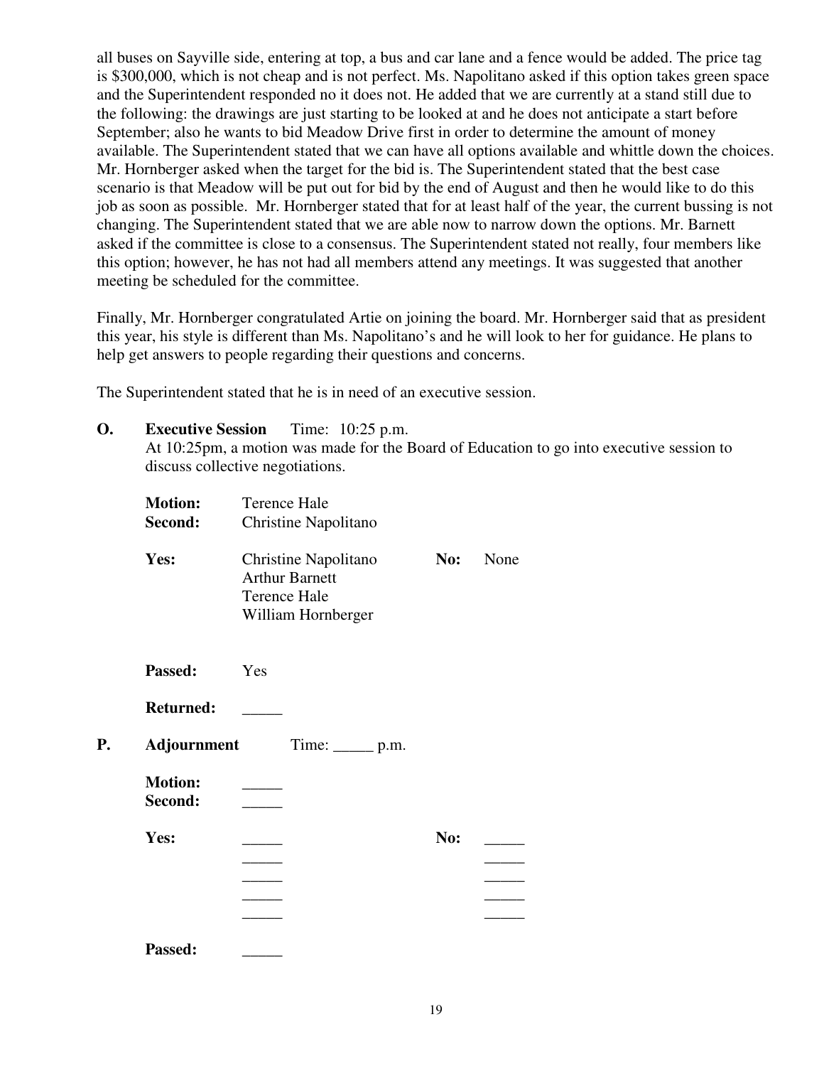all buses on Sayville side, entering at top, a bus and car lane and a fence would be added. The price tag is $300,000, which is not cheap and is not perfect. Ms. Napolitano asked if this option takes green space and the Superintendent responded no it does not. He added that we are currently at a stand still due to the following: the drawings are just starting to be looked at and he does not anticipate a start before September; also he wants to bid Meadow Drive first in order to determine the amount of money available. The Superintendent stated that we can have all options available and whittle down the choices. Mr. Hornberger asked when the target for the bid is. The Superintendent stated that the best case scenario is that Meadow will be put out for bid by the end of August and then he would like to do this job as soon as possible. Mr. Hornberger stated that for at least half of the year, the current bussing is not changing. The Superintendent stated that we are able now to narrow down the options. Mr. Barnett asked if the committee is close to a consensus. The Superintendent stated not really, four members like this option; however, he has not had all members attend any meetings. It was suggested that another meeting be scheduled for the committee.

Finally, Mr. Hornberger congratulated Artie on joining the board. Mr. Hornberger said that as president this year, his style is different than Ms. Napolitano's and he will look to her for guidance. He plans to help get answers to people regarding their questions and concerns.

The Superintendent stated that he is in need of an executive session.

**O. Executive Session** Time: 10:25 p.m.

At 10:25pm, a motion was made for the Board of Education to go into executive session to discuss collective negotiations.

**Motion:** Terence Hale
**Second:** Christine Napolitano

**Yes:** Christine Napolitano, Arthur Barnett, Terence Hale, William Hornberger
**No:** None

**Passed:** Yes

**Returned:** _____

**P. Adjournment** Time: _____ p.m.

**Motion:** _____
**Second:** _____

**Yes:** _____ _____ _____ _____ _____
**No:** _____ _____ _____ _____ _____

**Passed:** _____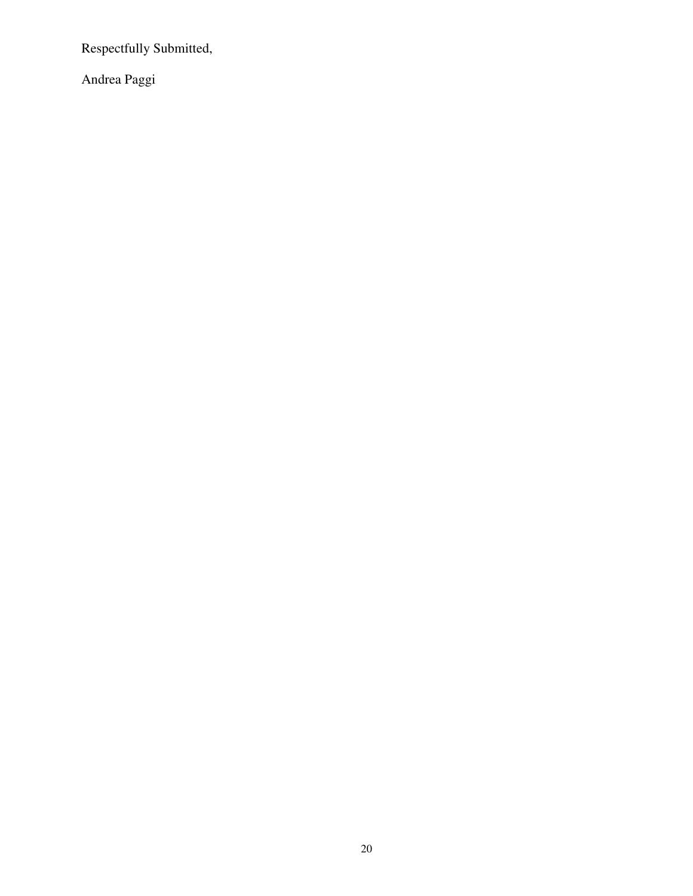Respectfully Submitted,

Andrea Paggi